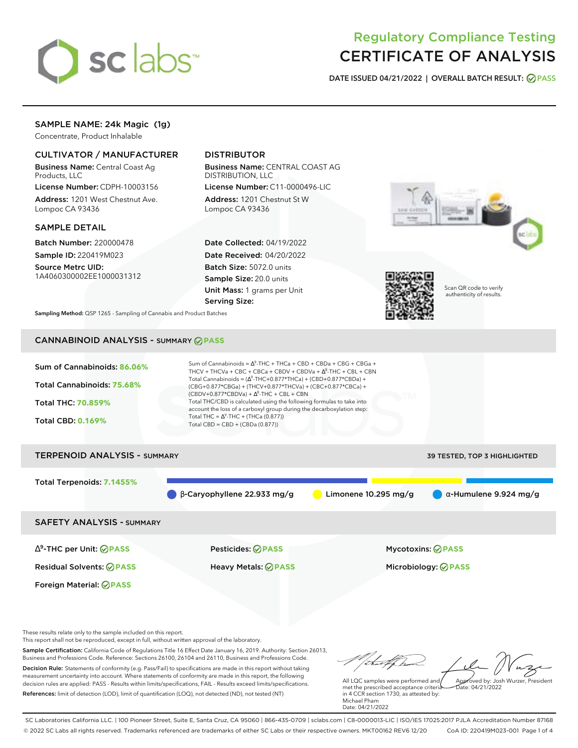# Regulatory Compliance Testing
# CERTIFICATE OF ANALYSIS

**DATE ISSUED 04/21/2022 | OVERALL BATCH RESULT: PASS**

## SAMPLE NAME: 24k Magic (1g)

Concentrate, Product Inhalable

### CULTIVATOR / MANUFACTURER

**Business Name:** Central Coast Ag Products, LLC

**License Number:** CDPH-10003156

**Address:** 1201 West Chestnut Ave. Lompoc CA 93436

### DISTRIBUTOR

**Business Name:** CENTRAL COAST AG DISTRIBUTION, LLC

**License Number:** C11-0000496-LIC

**Address:** 1201 Chestnut St W Lompoc CA 93436

### SAMPLE DETAIL

**Batch Number:** 220000478

**Sample ID:** 220419M023

**Source Metrc UID:** 1A4060300002EE1000031312

**Date Collected:** 04/19/2022

**Date Received:** 04/20/2022

**Batch Size:** 5072.0 units

**Sample Size:** 20.0 units

**Unit Mass:** 1 grams per Unit

**Serving Size:**

Scan QR code to verify authenticity of results.

**Sampling Method:** QSP 1265 - Sampling of Cannabis and Product Batches

## CANNABINOID ANALYSIS - SUMMARY PASS

**Sum of Cannabinoids:** 86.06%

**Total Cannabinoids:** 75.68%

**Total THC:** 70.859%

**Total CBD:** 0.169%

Sum of Cannabinoids = $\Delta^9$-THC + THCa + CBD + CBDa + CBG + CBGa + THCV + THCVa + CBC + CBCa + CBDV + CBDVa + $\Delta^8$-THC + CBL + CBN

Total Cannabinoids = ($\Delta^9$-THC+0.877*THCa) + (CBD+0.877*CBDa) + (CBG+0.877*CBGa) + (THCV+0.877*THCVa) + (CBC+0.877*CBCa) + (CBDV+0.877*CBDVa) + $\Delta^8$-THC + CBL + CBN

Total THC/CBD is calculated using the following formulas to take into account the loss of a carboxyl group during the decarboxylation step:

Total THC = $\Delta^9$-THC + (THCa (0.877))

Total CBD = CBD + (CBDa (0.877))

## TERPENOID ANALYSIS - SUMMARY

39 TESTED, TOP 3 HIGHLIGHTED

**Total Terpenoids:** 7.1455%

β-Caryophyllene 22.933 mg/g | Limonene 10.295 mg/g | α-Humulene 9.924 mg/g

## SAFETY ANALYSIS - SUMMARY

| | | |
|---|---|---|
| $\Delta^9$-THC per Unit: PASS | Pesticides: PASS | Mycotoxins: PASS |
| Residual Solvents: PASS | Heavy Metals: PASS | Microbiology: PASS |
| Foreign Material: PASS | | |

These results relate only to the sample included on this report.
This report shall not be reproduced, except in full, without written approval of the laboratory.

**Sample Certification:** California Code of Regulations Title 16 Effect Date January 16, 2019. Authority: Section 26013, Business and Professions Code. Reference: Sections 26100, 26104 and 26110, Business and Professions Code.

**Decision Rule:** Statements of conformity (e.g. Pass/Fail) to specifications are made in this report without taking measurement uncertainty into account. Where statements of conformity are made in this report, the following decision rules are applied: PASS - Results within limits/specifications, FAIL - Results exceed limits/specifications.

**References:** limit of detection (LOD), limit of quantification (LOQ), not detected (ND), not tested (NT)

All LQC samples were performed and met the prescribed acceptance criteria in 4 CCR section 1730, as attested by: Michael Pham
Date: 04/21/2022

Approved by: Josh Wurzer, President
Date: 04/21/2022

SC Laboratories California LLC. | 100 Pioneer Street, Suite E, Santa Cruz, CA 95060 | 866-435-0709 | sclabs.com | C8-0000013-LIC | ISO/IES 17025:2017 PJLA Accreditation Number 87168
© 2022 SC Labs all rights reserved. Trademarks referenced are trademarks of either SC Labs or their respective owners. MKT00162 REV6 12/20 CoA ID: 220419M023-001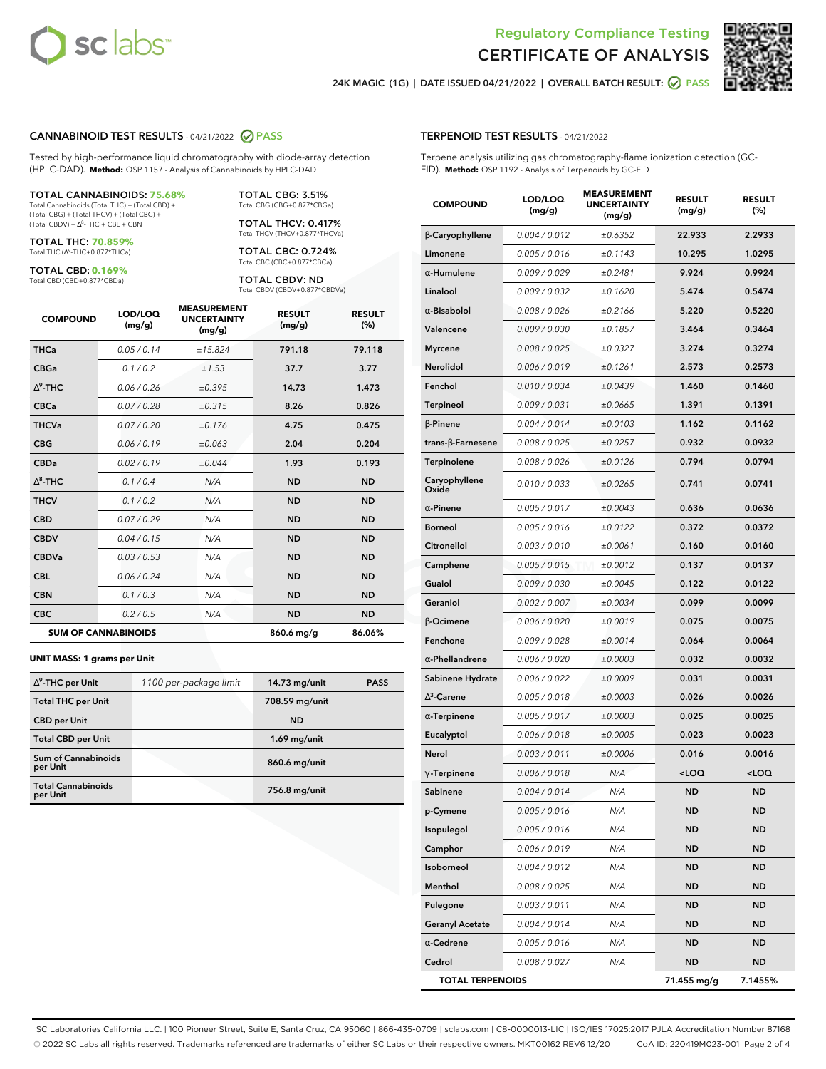Regulatory Compliance Testing
# CERTIFICATE OF ANALYSIS

24K MAGIC (1G) | DATE ISSUED 04/21/2022 | OVERALL BATCH RESULT: PASS

## CANNABINOID TEST RESULTS - 04/21/2022 PASS

Tested by high-performance liquid chromatography with diode-array detection (HPLC-DAD). **Method:** QSP 1157 - Analysis of Cannabinoids by HPLC-DAD

**TOTAL CANNABINOIDS: 75.68%**
Total Cannabinoids (Total THC) + (Total CBD) + (Total CBG) + (Total THCV) + (Total CBC) + (Total CBDV) + $\Delta^8$-THC + CBL + CBN

**TOTAL THC: 70.859%**
Total THC ($\Delta^9$-THC+0.877*THCa)

**TOTAL CBD: 0.169%**
Total CBD (CBD+0.877*CBDa)

**TOTAL CBG: 3.51%**
Total CBG (CBG+0.877*CBGa)

**TOTAL THCV: 0.417%**
Total THCV (THCV+0.877*THCVa)

**TOTAL CBC: 0.724%**
Total CBC (CBC+0.877*CBCa)

**TOTAL CBDV: ND**
Total CBDV (CBDV+0.877*CBDVa)

| COMPOUND | LOD/LOQ (mg/g) | MEASUREMENT UNCERTAINTY (mg/g) | RESULT (mg/g) | RESULT (%) |
|---|---|---|---|---|
| THCa | 0.05 / 0.14 | ±15.824 | 791.18 | 79.118 |
| CBGa | 0.1 / 0.2 | ±1.53 | 37.7 | 3.77 |
| $\Delta^9$-THC | 0.06 / 0.26 | ±0.395 | 14.73 | 1.473 |
| CBCa | 0.07 / 0.28 | ±0.315 | 8.26 | 0.826 |
| THCVa | 0.07 / 0.20 | ±0.176 | 4.75 | 0.475 |
| CBG | 0.06 / 0.19 | ±0.063 | 2.04 | 0.204 |
| CBDa | 0.02 / 0.19 | ±0.044 | 1.93 | 0.193 |
| $\Delta^8$-THC | 0.1 / 0.4 | N/A | ND | ND |
| THCV | 0.1 / 0.2 | N/A | ND | ND |
| CBD | 0.07 / 0.29 | N/A | ND | ND |
| CBDV | 0.04 / 0.15 | N/A | ND | ND |
| CBDVa | 0.03 / 0.53 | N/A | ND | ND |
| CBL | 0.06 / 0.24 | N/A | ND | ND |
| CBN | 0.1 / 0.3 | N/A | ND | ND |
| CBC | 0.2 / 0.5 | N/A | ND | ND |
| **SUM OF CANNABINOIDS** | | | 860.6 mg/g | 86.06% |

**UNIT MASS: 1 grams per Unit**

| | | | |
|---|---|---|---|
| $\Delta^9$-THC per Unit | 1100 per-package limit | 14.73 mg/unit | PASS |
| Total THC per Unit | | 708.59 mg/unit | |
| CBD per Unit | | ND | |
| Total CBD per Unit | | 1.69 mg/unit | |
| Sum of Cannabinoids per Unit | | 860.6 mg/unit | |
| Total Cannabinoids per Unit | | 756.8 mg/unit | |

## TERPENOID TEST RESULTS - 04/21/2022

Terpene analysis utilizing gas chromatography-flame ionization detection (GC-FID). **Method:** QSP 1192 - Analysis of Terpenoids by GC-FID

| COMPOUND | LOD/LOQ (mg/g) | MEASUREMENT UNCERTAINTY (mg/g) | RESULT (mg/g) | RESULT (%) |
|---|---|---|---|---|
| β-Caryophyllene | 0.004 / 0.012 | ±0.6352 | 22.933 | 2.2933 |
| Limonene | 0.005 / 0.016 | ±0.1143 | 10.295 | 1.0295 |
| α-Humulene | 0.009 / 0.029 | ±0.2481 | 9.924 | 0.9924 |
| Linalool | 0.009 / 0.032 | ±0.1620 | 5.474 | 0.5474 |
| α-Bisabolol | 0.008 / 0.026 | ±0.2166 | 5.220 | 0.5220 |
| Valencene | 0.009 / 0.030 | ±0.1857 | 3.464 | 0.3464 |
| Myrcene | 0.008 / 0.025 | ±0.0327 | 3.274 | 0.3274 |
| Nerolidol | 0.006 / 0.019 | ±0.1261 | 2.573 | 0.2573 |
| Fenchol | 0.010 / 0.034 | ±0.0439 | 1.460 | 0.1460 |
| Terpineol | 0.009 / 0.031 | ±0.0665 | 1.391 | 0.1391 |
| β-Pinene | 0.004 / 0.014 | ±0.0103 | 1.162 | 0.1162 |
| trans-β-Farnesene | 0.008 / 0.025 | ±0.0257 | 0.932 | 0.0932 |
| Terpinolene | 0.008 / 0.026 | ±0.0126 | 0.794 | 0.0794 |
| Caryophyllene Oxide | 0.010 / 0.033 | ±0.0265 | 0.741 | 0.0741 |
| α-Pinene | 0.005 / 0.017 | ±0.0043 | 0.636 | 0.0636 |
| Borneol | 0.005 / 0.016 | ±0.0122 | 0.372 | 0.0372 |
| Citronellol | 0.003 / 0.010 | ±0.0061 | 0.160 | 0.0160 |
| Camphene | 0.005 / 0.015 | ±0.0012 | 0.137 | 0.0137 |
| Guaiol | 0.009 / 0.030 | ±0.0045 | 0.122 | 0.0122 |
| Geraniol | 0.002 / 0.007 | ±0.0034 | 0.099 | 0.0099 |
| β-Ocimene | 0.006 / 0.020 | ±0.0019 | 0.075 | 0.0075 |
| Fenchone | 0.009 / 0.028 | ±0.0014 | 0.064 | 0.0064 |
| α-Phellandrene | 0.006 / 0.020 | ±0.0003 | 0.032 | 0.0032 |
| Sabinene Hydrate | 0.006 / 0.022 | ±0.0009 | 0.031 | 0.0031 |
| $\Delta^3$-Carene | 0.005 / 0.018 | ±0.0003 | 0.026 | 0.0026 |
| α-Terpinene | 0.005 / 0.017 | ±0.0003 | 0.025 | 0.0025 |
| Eucalyptol | 0.006 / 0.018 | ±0.0005 | 0.023 | 0.0023 |
| Nerol | 0.003 / 0.011 | ±0.0006 | 0.016 | 0.0016 |
| γ-Terpinene | 0.006 / 0.018 | N/A | <LOQ | <LOQ |
| Sabinene | 0.004 / 0.014 | N/A | ND | ND |
| p-Cymene | 0.005 / 0.016 | N/A | ND | ND |
| Isopulegol | 0.005 / 0.016 | N/A | ND | ND |
| Camphor | 0.006 / 0.019 | N/A | ND | ND |
| Isoborneol | 0.004 / 0.012 | N/A | ND | ND |
| Menthol | 0.008 / 0.025 | N/A | ND | ND |
| Pulegone | 0.003 / 0.011 | N/A | ND | ND |
| Geranyl Acetate | 0.004 / 0.014 | N/A | ND | ND |
| α-Cedrene | 0.005 / 0.016 | N/A | ND | ND |
| Cedrol | 0.008 / 0.027 | N/A | ND | ND |
| **TOTAL TERPENOIDS** | | | 71.455 mg/g | 7.1455% |

SC Laboratories California LLC. | 100 Pioneer Street, Suite E, Santa Cruz, CA 95060 | 866-435-0709 | sclabs.com | C8-0000013-LIC | ISO/IES 17025:2017 PJLA Accreditation Number 87168
© 2022 SC Labs all rights reserved. Trademarks referenced are trademarks of either SC Labs or their respective owners. MKT00162 REV6 12/20 CoA ID: 220419M023-001